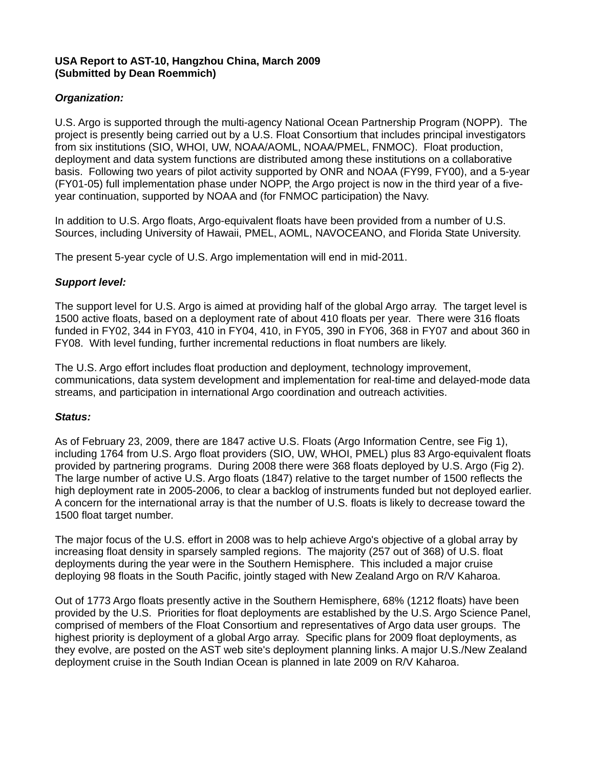**USA Report to AST-10, Hangzhou China, March 2009**
**(Submitted by Dean Roemmich)**

***Organization:***

U.S. Argo is supported through the multi-agency National Ocean Partnership Program (NOPP). The project is presently being carried out by a U.S. Float Consortium that includes principal investigators from six institutions (SIO, WHOI, UW, NOAA/AOML, NOAA/PMEL, FNMOC). Float production, deployment and data system functions are distributed among these institutions on a collaborative basis. Following two years of pilot activity supported by ONR and NOAA (FY99, FY00), and a 5-year (FY01-05) full implementation phase under NOPP, the Argo project is now in the third year of a five-year continuation, supported by NOAA and (for FNMOC participation) the Navy.

In addition to U.S. Argo floats, Argo-equivalent floats have been provided from a number of U.S. Sources, including University of Hawaii, PMEL, AOML, NAVOCEANO, and Florida State University.

The present 5-year cycle of U.S. Argo implementation will end in mid-2011.

***Support level:***

The support level for U.S. Argo is aimed at providing half of the global Argo array. The target level is 1500 active floats, based on a deployment rate of about 410 floats per year. There were 316 floats funded in FY02, 344 in FY03, 410 in FY04, 410, in FY05, 390 in FY06, 368 in FY07 and about 360 in FY08. With level funding, further incremental reductions in float numbers are likely.

The U.S. Argo effort includes float production and deployment, technology improvement, communications, data system development and implementation for real-time and delayed-mode data streams, and participation in international Argo coordination and outreach activities.

***Status:***

As of February 23, 2009, there are 1847 active U.S. Floats (Argo Information Centre, see Fig 1), including 1764 from U.S. Argo float providers (SIO, UW, WHOI, PMEL) plus 83 Argo-equivalent floats provided by partnering programs. During 2008 there were 368 floats deployed by U.S. Argo (Fig 2). The large number of active U.S. Argo floats (1847) relative to the target number of 1500 reflects the high deployment rate in 2005-2006, to clear a backlog of instruments funded but not deployed earlier. A concern for the international array is that the number of U.S. floats is likely to decrease toward the 1500 float target number.

The major focus of the U.S. effort in 2008 was to help achieve Argo's objective of a global array by increasing float density in sparsely sampled regions. The majority (257 out of 368) of U.S. float deployments during the year were in the Southern Hemisphere. This included a major cruise deploying 98 floats in the South Pacific, jointly staged with New Zealand Argo on R/V Kaharoa.

Out of 1773 Argo floats presently active in the Southern Hemisphere, 68% (1212 floats) have been provided by the U.S. Priorities for float deployments are established by the U.S. Argo Science Panel, comprised of members of the Float Consortium and representatives of Argo data user groups. The highest priority is deployment of a global Argo array. Specific plans for 2009 float deployments, as they evolve, are posted on the AST web site's deployment planning links. A major U.S./New Zealand deployment cruise in the South Indian Ocean is planned in late 2009 on R/V Kaharoa.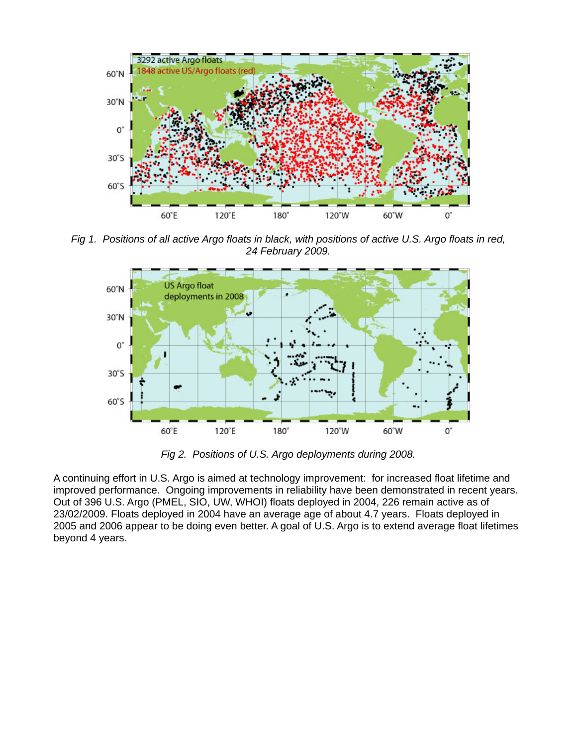Fig 1. Positions of all active Argo floats in black, with positions of active U.S. Argo floats in red, 24 February 2009.

Fig 2. Positions of U.S. Argo deployments during 2008.

A continuing effort in U.S. Argo is aimed at technology improvement: for increased float lifetime and improved performance. Ongoing improvements in reliability have been demonstrated in recent years. Out of 396 U.S. Argo (PMEL, SIO, UW, WHOI) floats deployed in 2004, 226 remain active as of 23/02/2009. Floats deployed in 2004 have an average age of about 4.7 years. Floats deployed in 2005 and 2006 appear to be doing even better. A goal of U.S. Argo is to extend average float lifetimes beyond 4 years.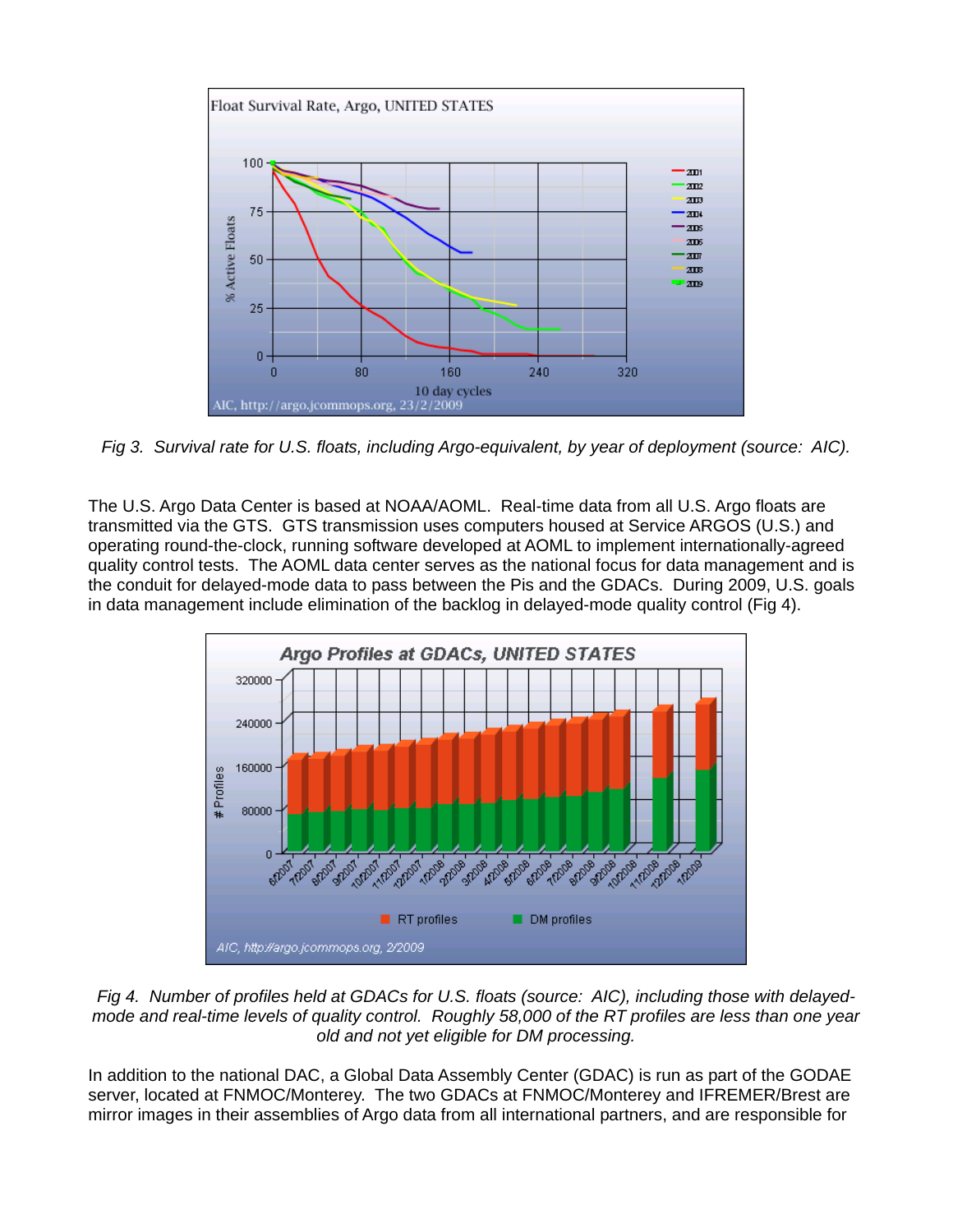*Fig 3. Survival rate for U.S. floats, including Argo-equivalent, by year of deployment (source: AIC).*

The U.S. Argo Data Center is based at NOAA/AOML. Real-time data from all U.S. Argo floats are transmitted via the GTS. GTS transmission uses computers housed at Service ARGOS (U.S.) and operating round-the-clock, running software developed at AOML to implement internationally-agreed quality control tests. The AOML data center serves as the national focus for data management and is the conduit for delayed-mode data to pass between the Pis and the GDACs. During 2009, U.S. goals in data management include elimination of the backlog in delayed-mode quality control (Fig 4).

*Fig 4. Number of profiles held at GDACs for U.S. floats (source: AIC), including those with delayed-mode and real-time levels of quality control. Roughly 58,000 of the RT profiles are less than one year old and not yet eligible for DM processing.*

In addition to the national DAC, a Global Data Assembly Center (GDAC) is run as part of the GODAE server, located at FNMOC/Monterey. The two GDACs at FNMOC/Monterey and IFREMER/Brest are mirror images in their assemblies of Argo data from all international partners, and are responsible for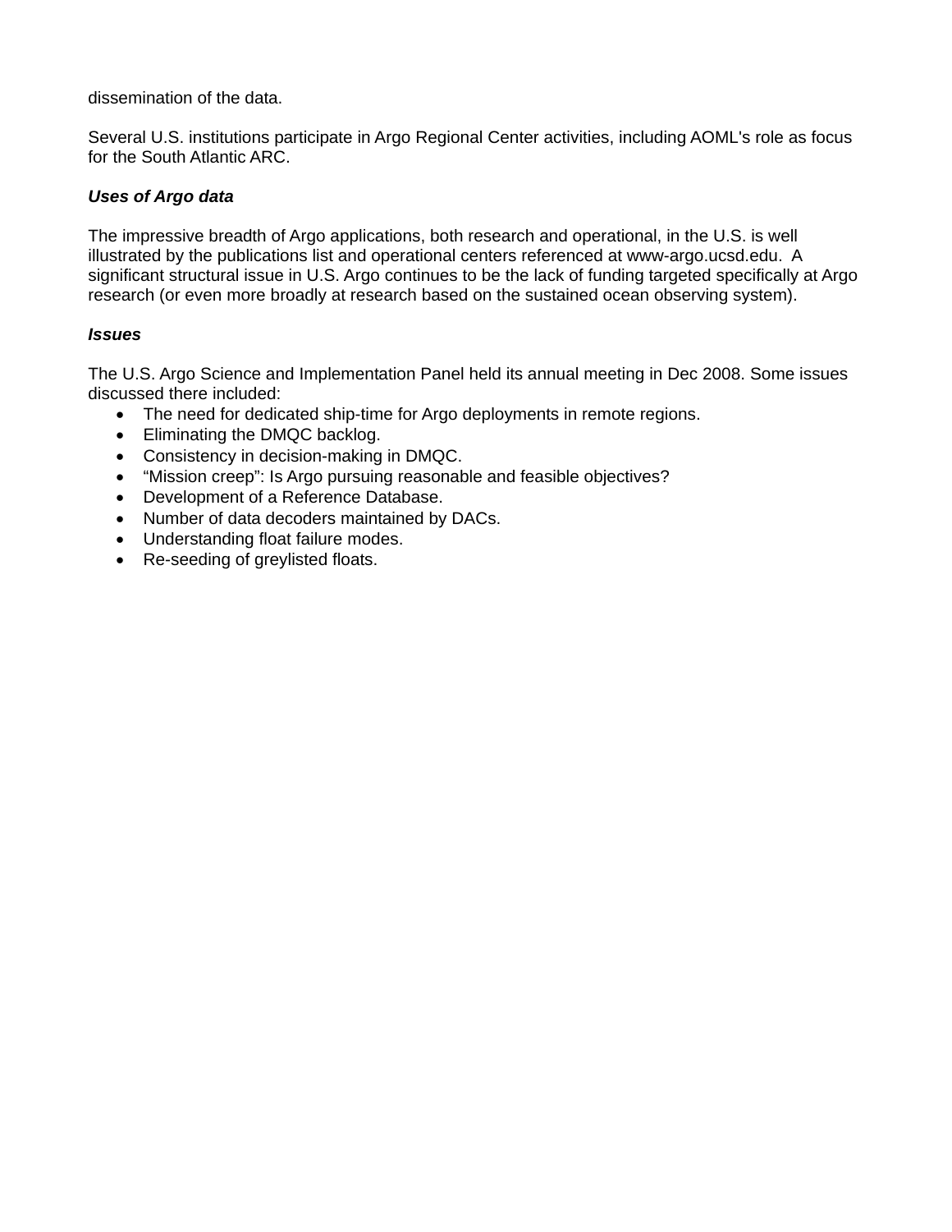dissemination of the data.

Several U.S. institutions participate in Argo Regional Center activities, including AOML's role as focus for the South Atlantic ARC.

***Uses of Argo data***

The impressive breadth of Argo applications, both research and operational, in the U.S. is well illustrated by the publications list and operational centers referenced at www-argo.ucsd.edu. A significant structural issue in U.S. Argo continues to be the lack of funding targeted specifically at Argo research (or even more broadly at research based on the sustained ocean observing system).

***Issues***

The U.S. Argo Science and Implementation Panel held its annual meeting in Dec 2008. Some issues discussed there included:

- The need for dedicated ship-time for Argo deployments in remote regions.
- Eliminating the DMQC backlog.
- Consistency in decision-making in DMQC.
- "Mission creep": Is Argo pursuing reasonable and feasible objectives?
- Development of a Reference Database.
- Number of data decoders maintained by DACs.
- Understanding float failure modes.
- Re-seeding of greylisted floats.